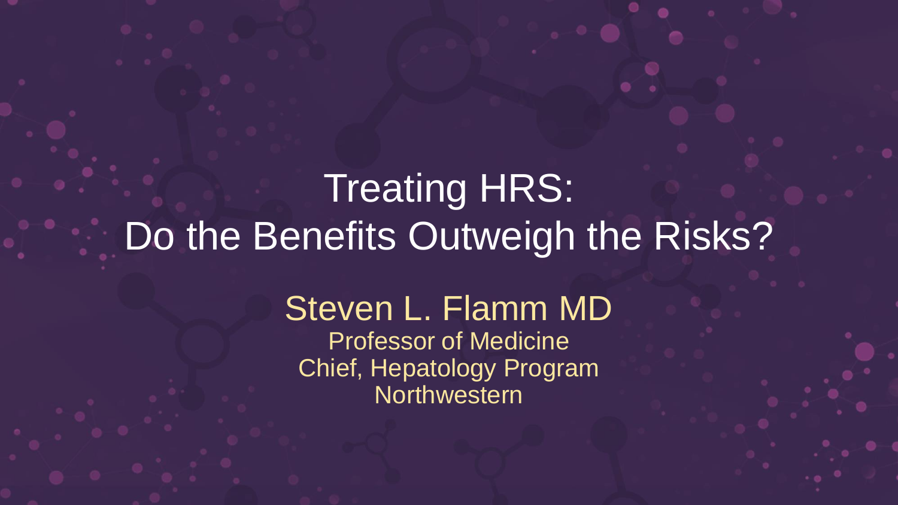# Treating HRS: Do the Benefits Outweigh the Risks?

Steven L. Flamm MD

Professor of Medicine

Chief, Hepatology Program

Northwestern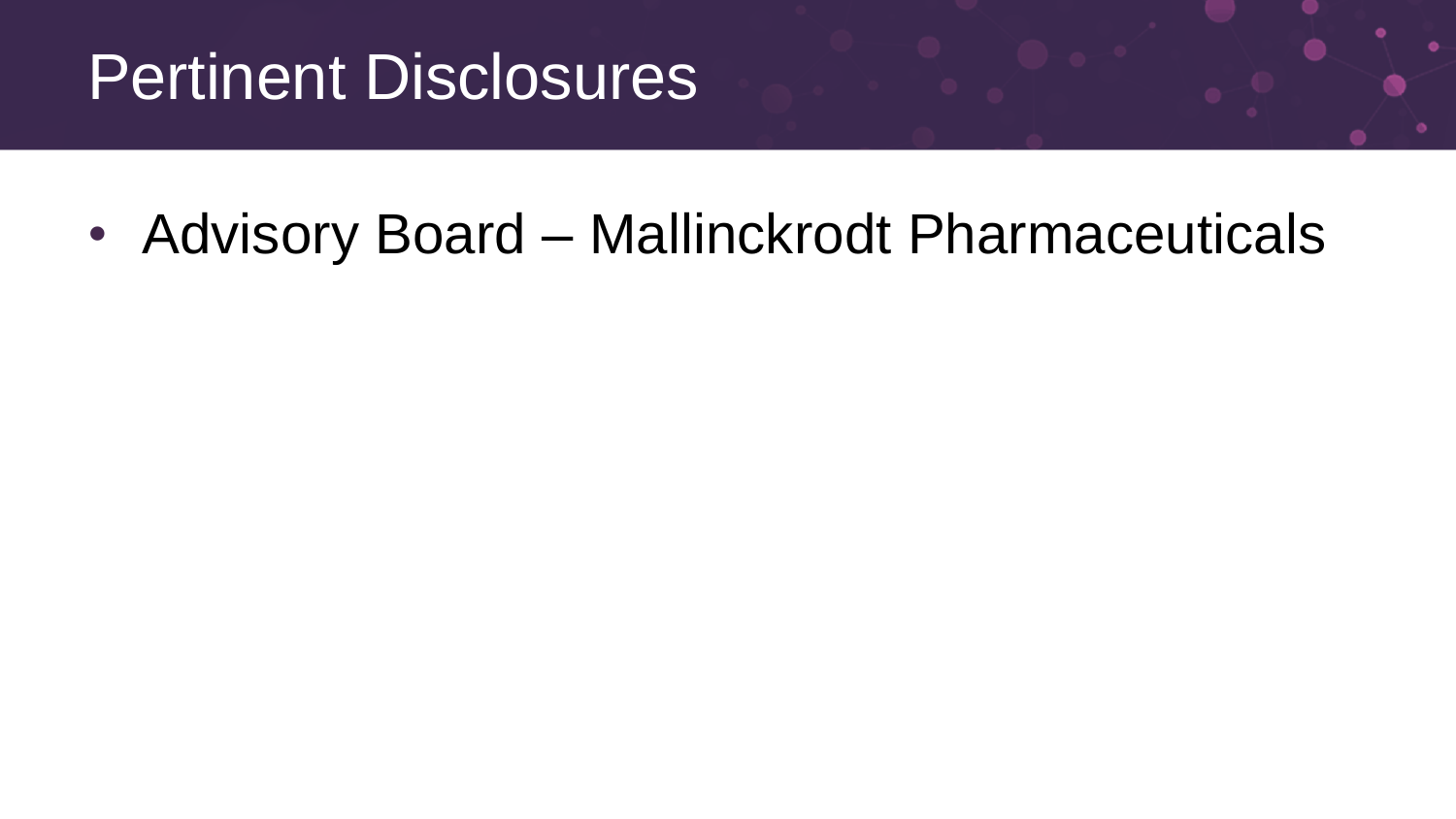# Pertinent Disclosures

- Advisory Board – Mallinckrodt Pharmaceuticals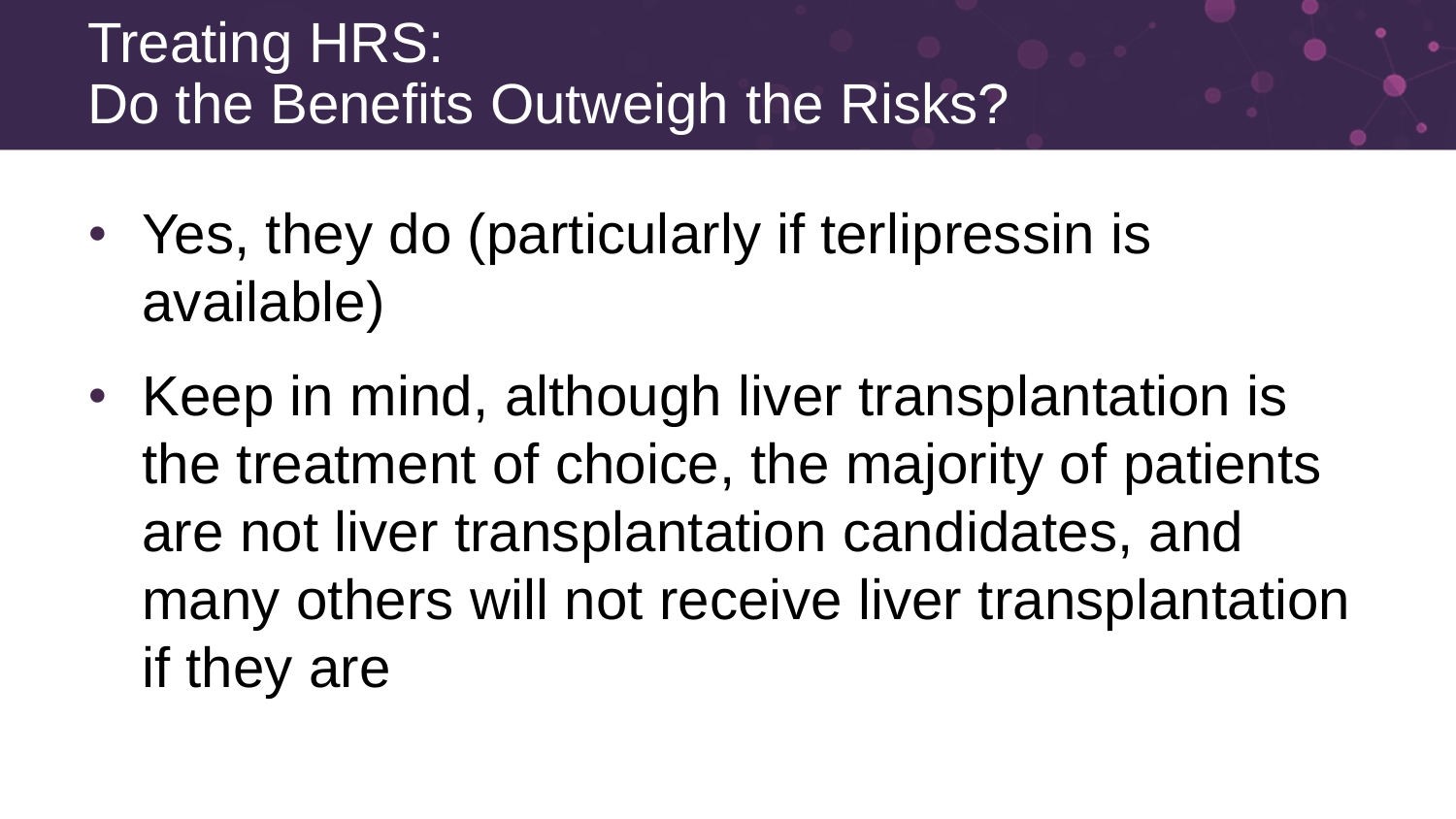# Treating HRS:
# Do the Benefits Outweigh the Risks?

- Yes, they do (particularly if terlipressin is available)
- Keep in mind, although liver transplantation is the treatment of choice, the majority of patients are not liver transplantation candidates, and many others will not receive liver transplantation if they are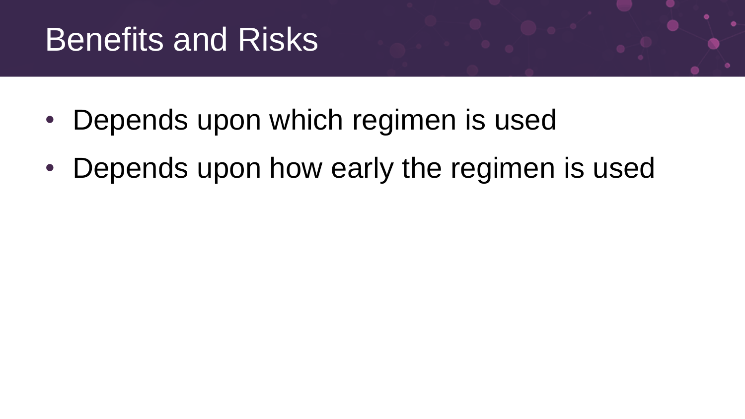# Benefits and Risks

- Depends upon which regimen is used
- Depends upon how early the regimen is used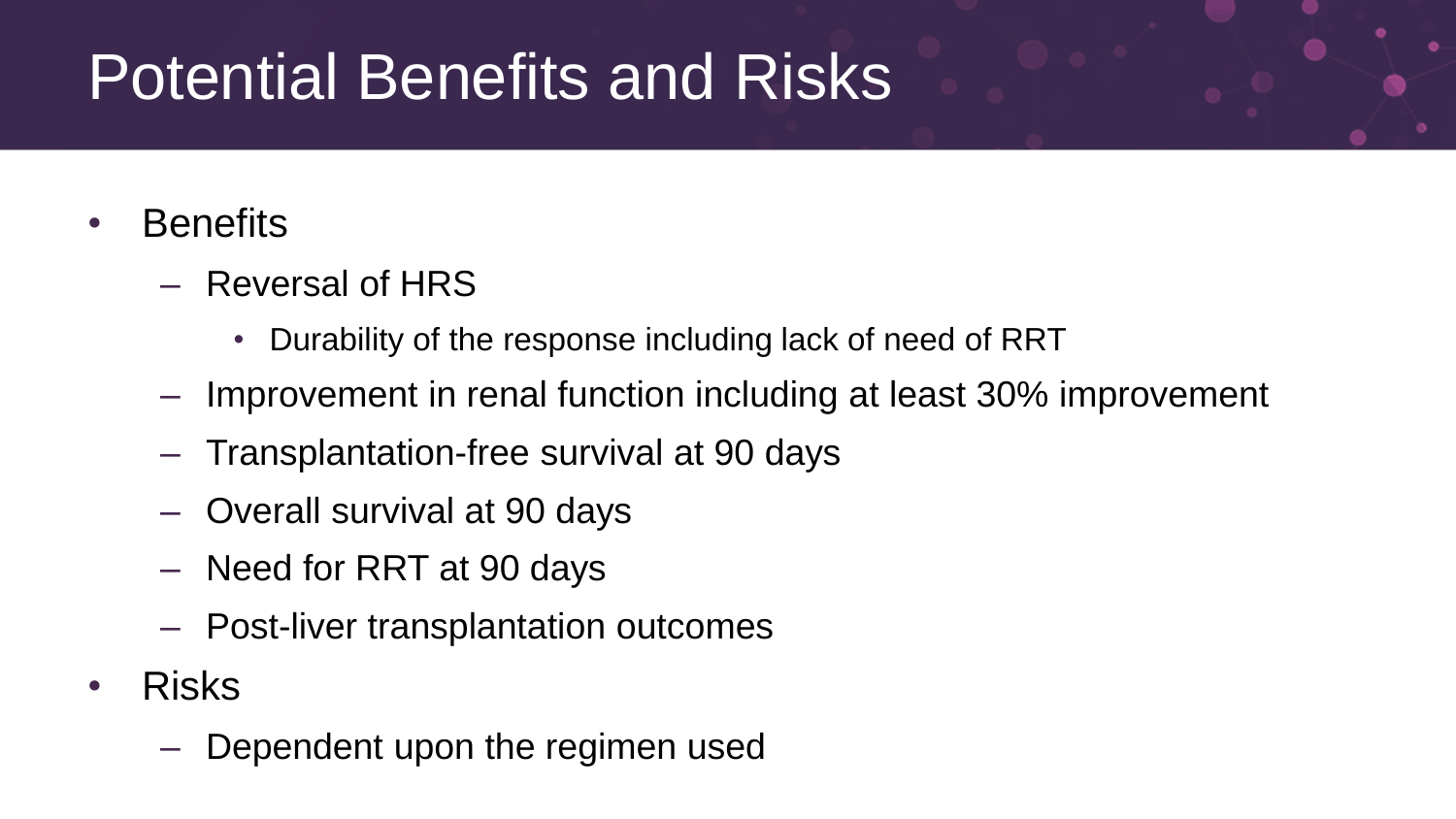# Potential Benefits and Risks

- Benefits
  - Reversal of HRS
    - Durability of the response including lack of need of RRT
  - Improvement in renal function including at least 30% improvement
  - Transplantation-free survival at 90 days
  - Overall survival at 90 days
  - Need for RRT at 90 days
  - Post-liver transplantation outcomes
- Risks
  - Dependent upon the regimen used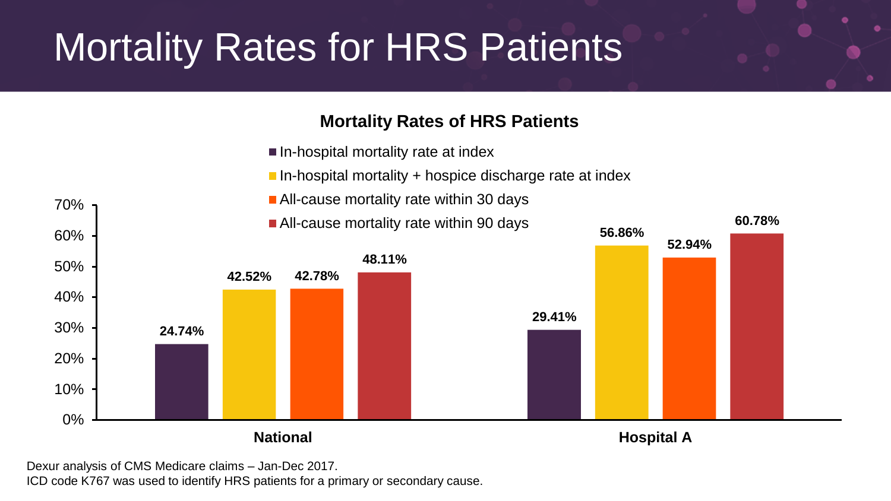# Mortality Rates for HRS Patients

**Mortality Rates of HRS Patients**

| | In-hospital mortality rate at index | In-hospital mortality + hospice discharge rate at index | All-cause mortality rate within 30 days | All-cause mortality rate within 90 days |
|---|---|---|---|---|
| **National** | 24.74% | 42.52% | 42.78% | 48.11% |
| **Hospital A** | 29.41% | 56.86% | 52.94% | 60.78% |

Dexur analysis of CMS Medicare claims – Jan-Dec 2017.
ICD code K767 was used to identify HRS patients for a primary or secondary cause.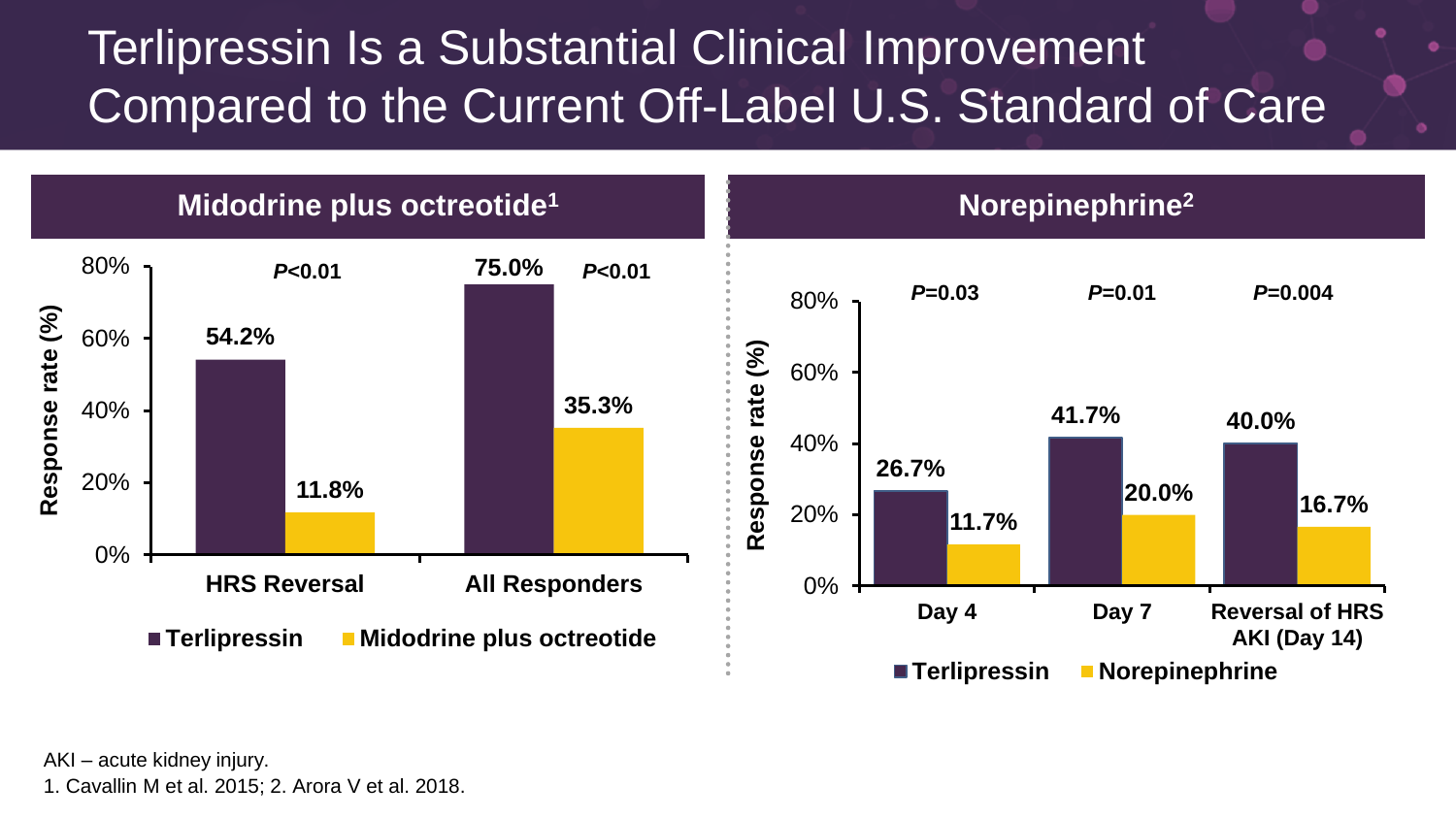# Terlipressin Is a Substantial Clinical Improvement Compared to the Current Off-Label U.S. Standard of Care

## Midodrine plus octreotide[1]

| | Terlipressin | Midodrine plus octreotide | P value |
|---|---|---|---|
| HRS Reversal | 54.2% | 11.8% | *P*<0.01 |
| All Responders | 75.0% | 35.3% | *P*<0.01 |

Response rate (%)

## Norepinephrine[2]

| | Terlipressin | Norepinephrine | P value |
|---|---|---|---|
| Day 4 | 26.7% | 11.7% | *P*=0.03 |
| Day 7 | 41.7% | 20.0% | *P*=0.01 |
| Reversal of HRS AKI (Day 14) | 40.0% | 16.7% | *P*=0.004 |

Response rate (%)

AKI – acute kidney injury.

1. Cavallin M et al. 2015; 2. Arora V et al. 2018.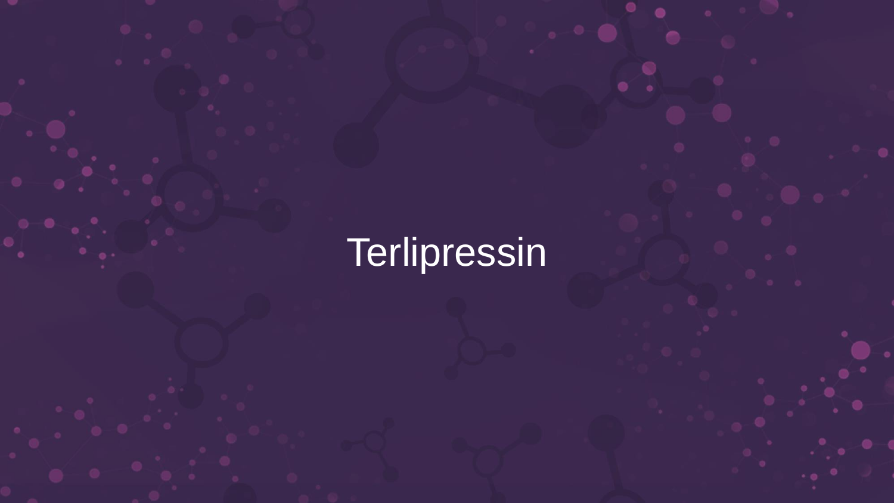# Terlipressin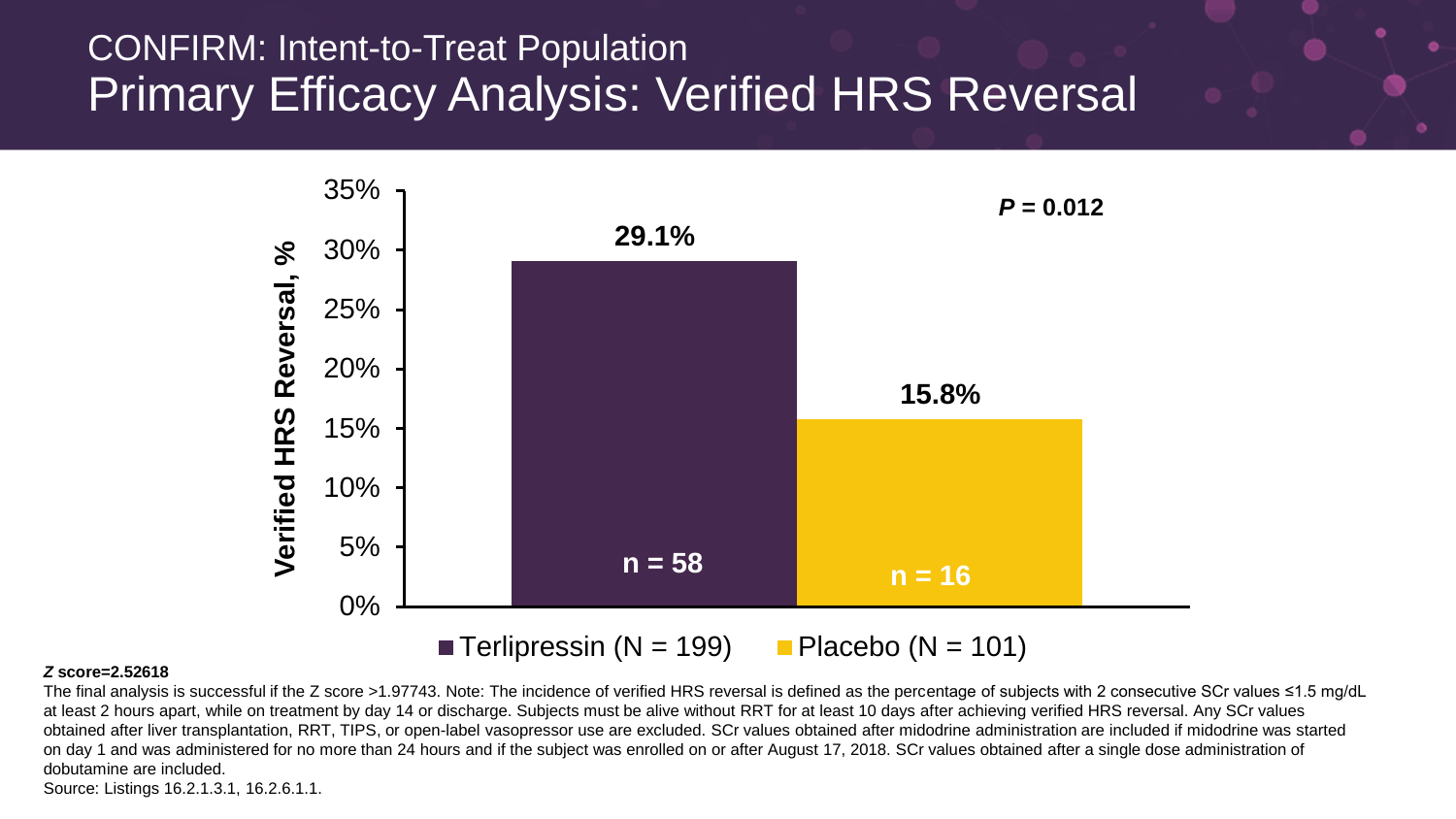# CONFIRM: Intent-to-Treat Population

## Primary Efficacy Analysis: Verified HRS Reversal

| | Terlipressin (N = 199) | Placebo (N = 101) |
|---|---|---|
| Verified HRS Reversal, % | 29.1% | 15.8% |
| n | n = 58 | n = 16 |

$P = 0.012$

***Z* score=2.52618**

The final analysis is successful if the Z score >1.97743. Note: The incidence of verified HRS reversal is defined as the percentage of subjects with 2 consecutive SCr values ≤1.5 mg/dL at least 2 hours apart, while on treatment by day 14 or discharge. Subjects must be alive without RRT for at least 10 days after achieving verified HRS reversal. Any SCr values obtained after liver transplantation, RRT, TIPS, or open-label vasopressor use are excluded. SCr values obtained after midodrine administration are included if midodrine was started on day 1 and was administered for no more than 24 hours and if the subject was enrolled on or after August 17, 2018. SCr values obtained after a single dose administration of dobutamine are included.

Source: Listings 16.2.1.3.1, 16.2.6.1.1.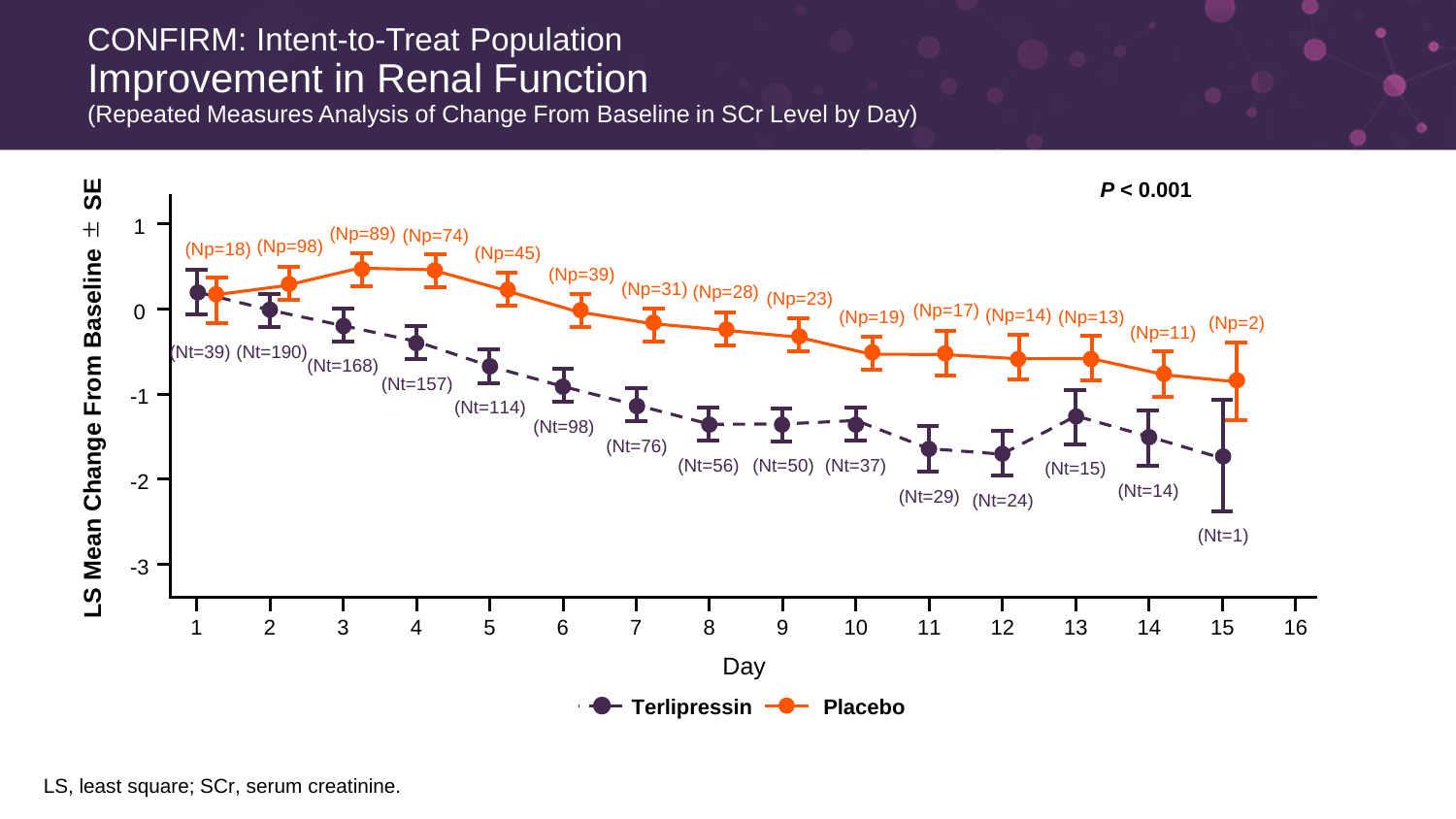# CONFIRM: Intent-to-Treat Population

## Improvement in Renal Function

(Repeated Measures Analysis of Change From Baseline in SCr Level by Day)

*P* < 0.001

LS Mean Change From Baseline ± SE

| Day | 1 | 2 | 3 | 4 | 5 | 6 | 7 | 8 | 9 | 10 | 11 | 12 | 13 | 14 | 15 |
|---|---|---|---|---|---|---|---|---|---|---|---|---|---|---|---|
| Terlipressin | (Nt=39) | (Nt=190) | (Nt=168) | (Nt=157) | (Nt=114) | (Nt=98) | (Nt=76) | (Nt=56) | (Nt=50) | (Nt=37) | (Nt=29) | (Nt=24) | (Nt=15) | (Nt=14) | (Nt=1) |
| Placebo | (Np=18) | (Np=98) | (Np=89) | (Np=74) | (Np=45) | (Np=39) | (Np=31) | (Np=28) | (Np=23) | (Np=19) | (Np=17) | (Np=14) | (Np=13) | (Np=11) | (Np=2) |

Day

Terlipressin — Placebo

LS, least square; SCr, serum creatinine.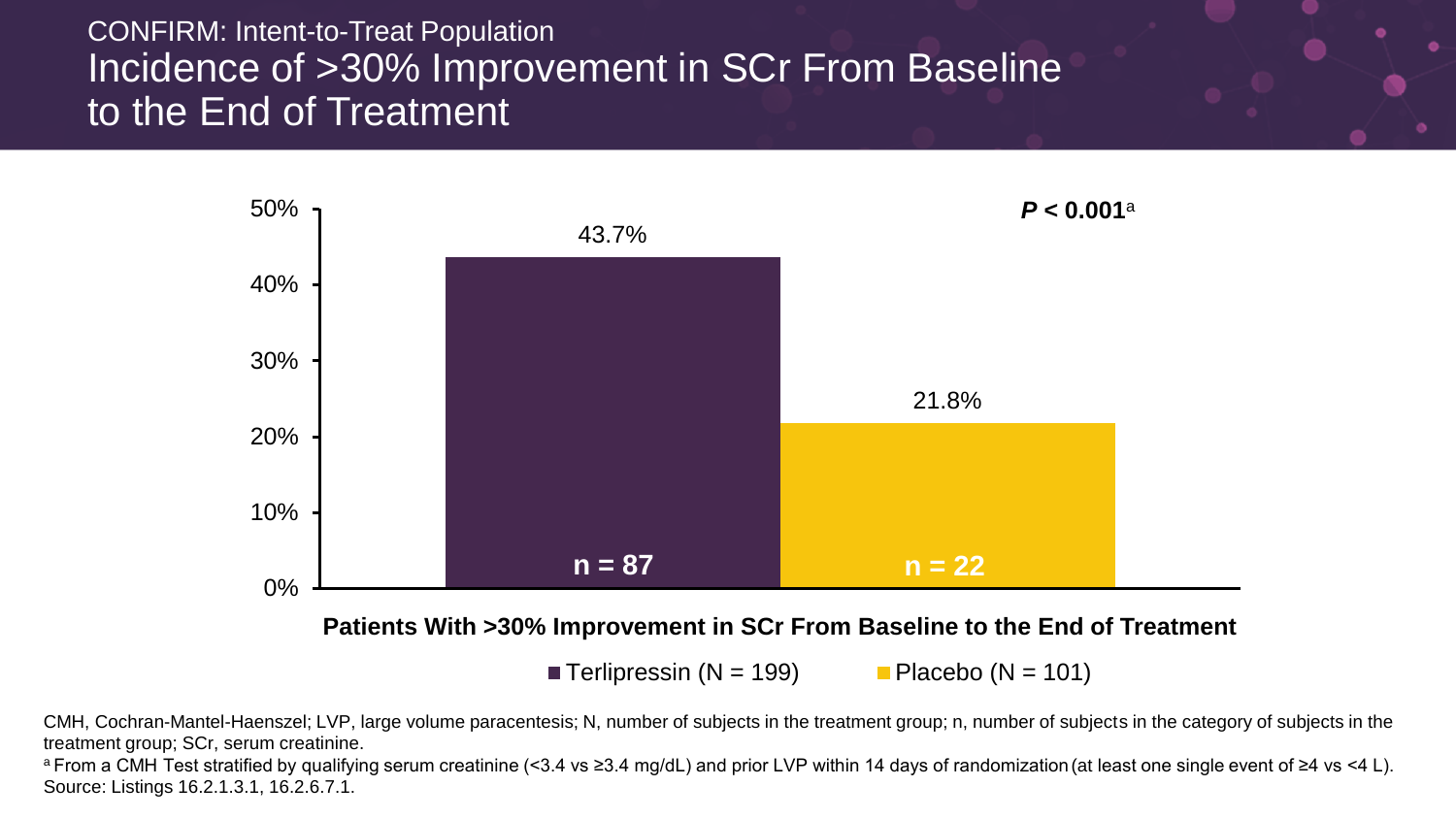CONFIRM: Intent-to-Treat Population

# Incidence of >30% Improvement in SCr From Baseline to the End of Treatment

| | Terlipressin (N = 199) | Placebo (N = 101) |
| --- | --- | --- |
| Patients With >30% Improvement in SCr From Baseline to the End of Treatment | 43.7% (n = 87) | 21.8% (n = 22) |

***P* < 0.001**[a]

CMH, Cochran-Mantel-Haenszel; LVP, large volume paracentesis; N, number of subjects in the treatment group; n, number of subjects in the category of subjects in the treatment group; SCr, serum creatinine.

[a] From a CMH Test stratified by qualifying serum creatinine (<3.4 vs ≥3.4 mg/dL) and prior LVP within 14 days of randomization (at least one single event of ≥4 vs <4 L).

Source: Listings 16.2.1.3.1, 16.2.6.7.1.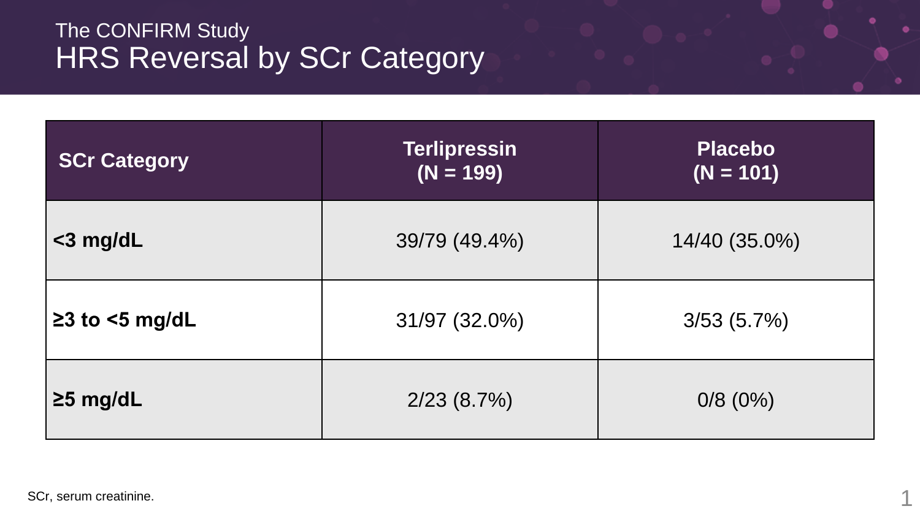The CONFIRM Study

# HRS Reversal by SCr Category

| SCr Category | Terlipressin (N = 199) | Placebo (N = 101) |
|---|---|---|
| **<3 mg/dL** | 39/79 (49.4%) | 14/40 (35.0%) |
| **≥3 to <5 mg/dL** | 31/97 (32.0%) | 3/53 (5.7%) |
| **≥5 mg/dL** | 2/23 (8.7%) | 0/8 (0%) |

SCr, serum creatinine.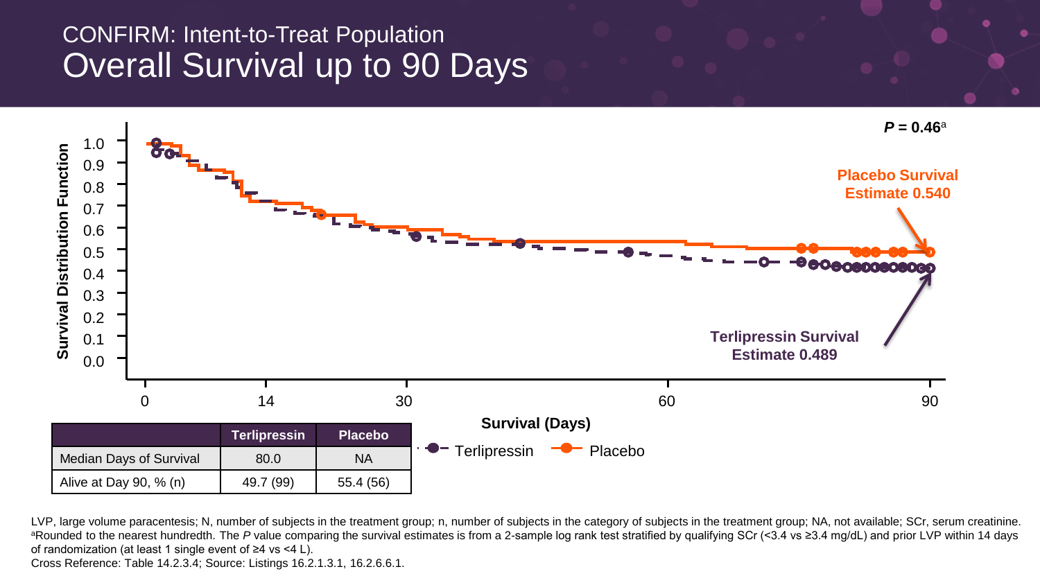# CONFIRM: Intent-to-Treat Population

## Overall Survival up to 90 Days

*P* = 0.46[a]

Placebo Survival Estimate 0.540

Terlipressin Survival Estimate 0.489

Survival Distribution Function

Survival (Days)

Terlipressin — Placebo

| | Terlipressin | Placebo |
|---|---|---|
| Median Days of Survival | 80.0 | NA |
| Alive at Day 90, % (n) | 49.7 (99) | 55.4 (56) |

LVP, large volume paracentesis; N, number of subjects in the treatment group; n, number of subjects in the category of subjects in the treatment group; NA, not available; SCr, serum creatinine.
[a]Rounded to the nearest hundredth. The *P* value comparing the survival estimates is from a 2-sample log rank test stratified by qualifying SCr (<3.4 vs ≥3.4 mg/dL) and prior LVP within 14 days of randomization (at least 1 single event of ≥4 vs <4 L).
Cross Reference: Table 14.2.3.4; Source: Listings 16.2.1.3.1, 16.2.6.6.1.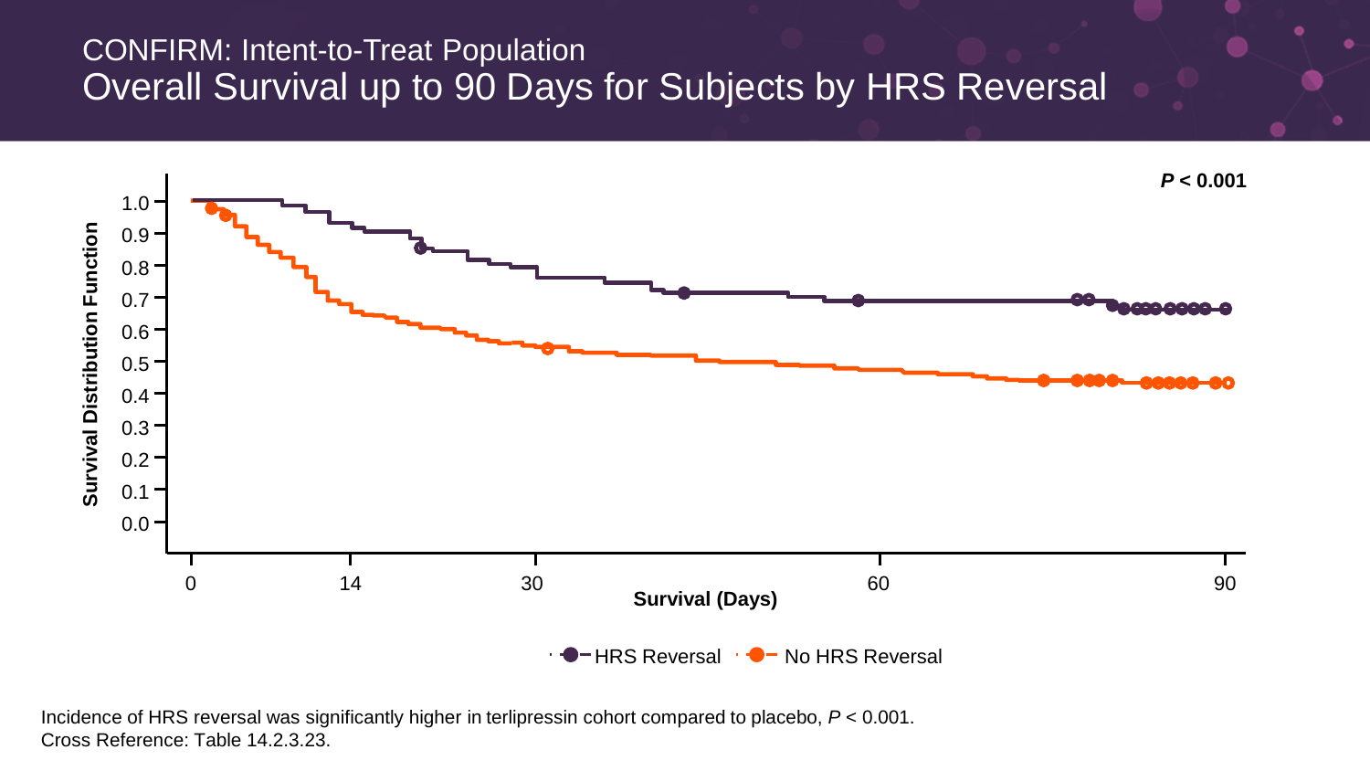# CONFIRM: Intent-to-Treat Population

## Overall Survival up to 90 Days for Subjects by HRS Reversal

Incidence of HRS reversal was significantly higher in terlipressin cohort compared to placebo, $P < 0.001$.
Cross Reference: Table 14.2.3.23.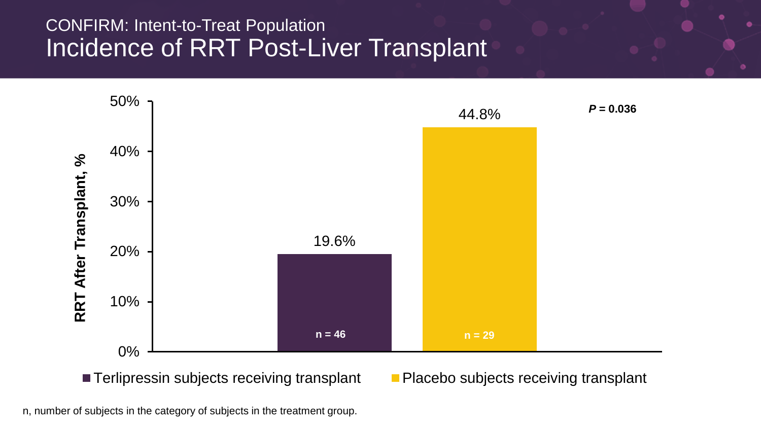CONFIRM: Intent-to-Treat Population

# Incidence of RRT Post-Liver Transplant

| | Terlipressin subjects receiving transplant | Placebo subjects receiving transplant |
|---|---|---|
| RRT After Transplant, % | 19.6% | 44.8% |
| n | 46 | 29 |

*P* = 0.036

n, number of subjects in the category of subjects in the treatment group.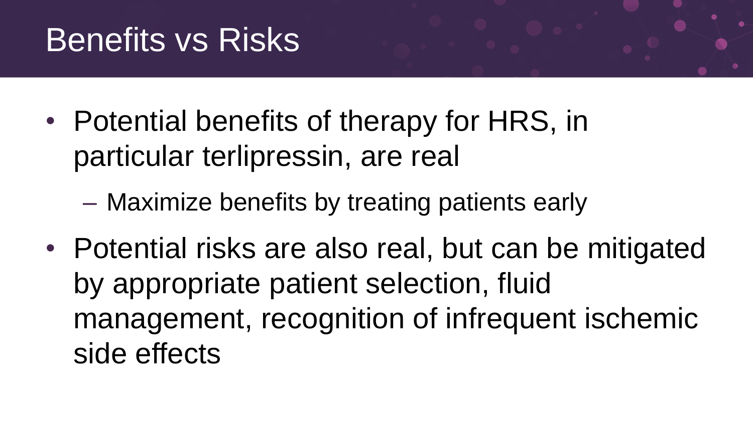# Benefits vs Risks

- Potential benefits of therapy for HRS, in particular terlipressin, are real
  - Maximize benefits by treating patients early
- Potential risks are also real, but can be mitigated by appropriate patient selection, fluid management, recognition of infrequent ischemic side effects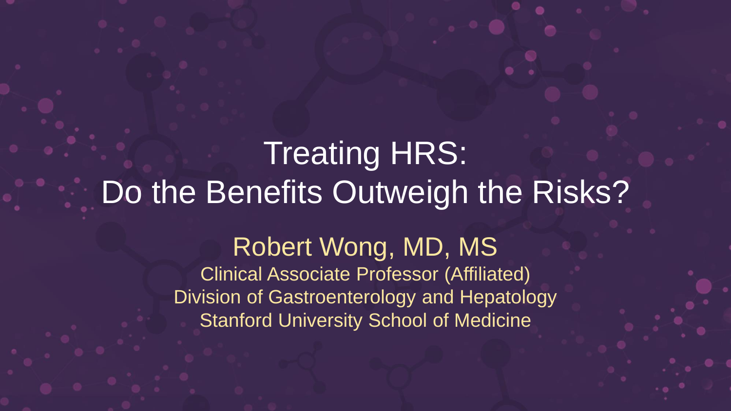# Treating HRS: Do the Benefits Outweigh the Risks?

Robert Wong, MD, MS

Clinical Associate Professor (Affiliated)
Division of Gastroenterology and Hepatology
Stanford University School of Medicine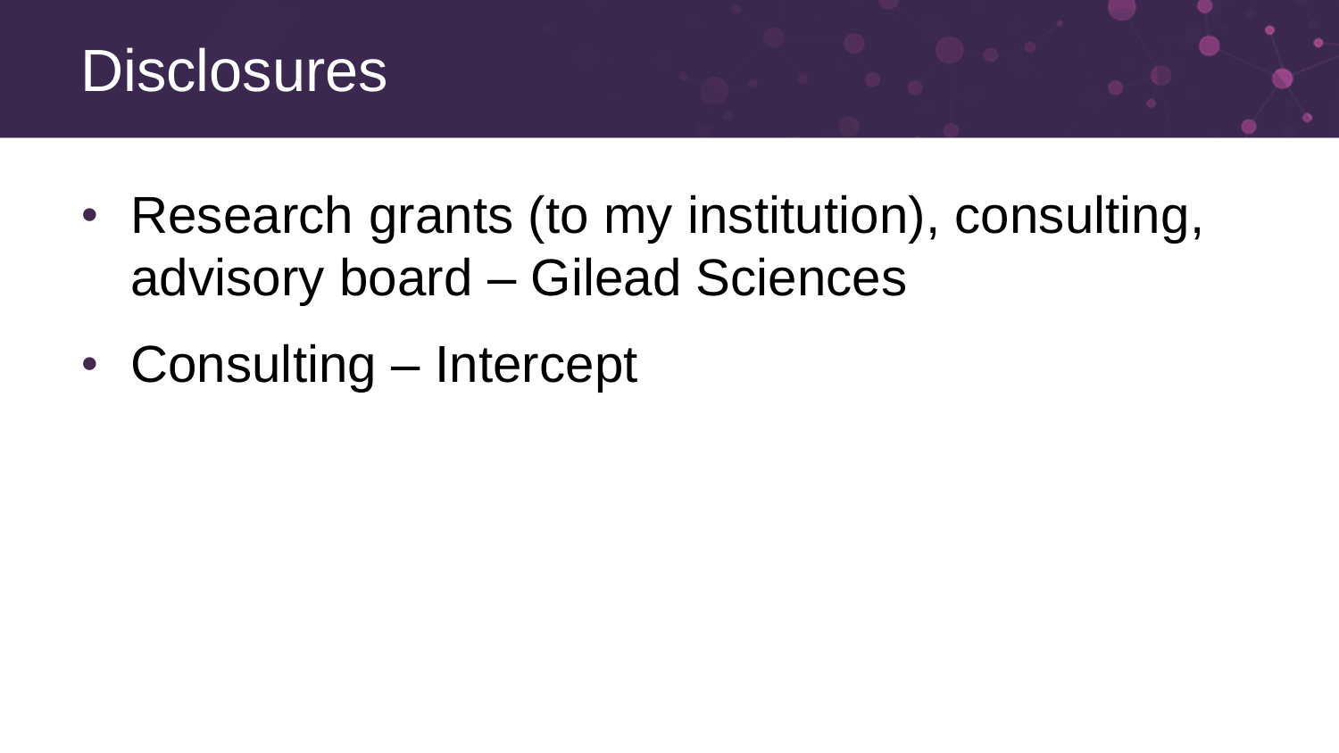# Disclosures

- Research grants (to my institution), consulting, advisory board – Gilead Sciences
- Consulting – Intercept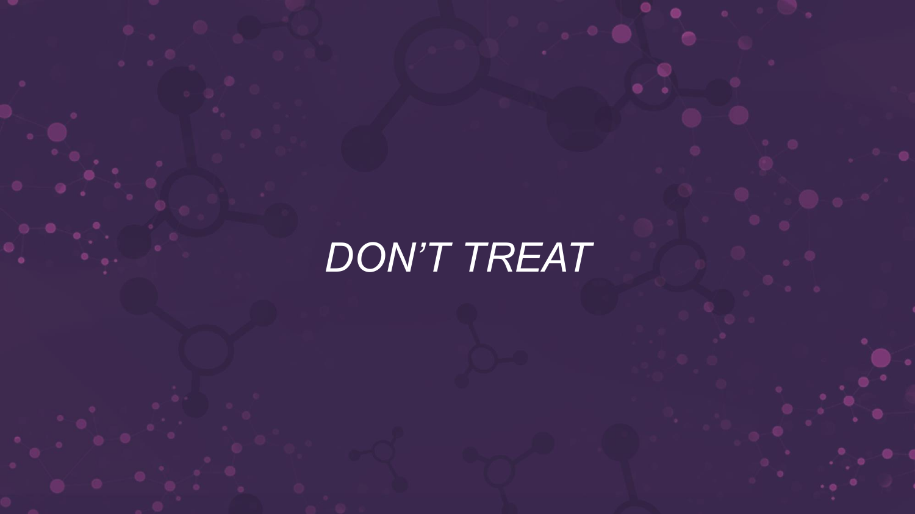*DON’T TREAT*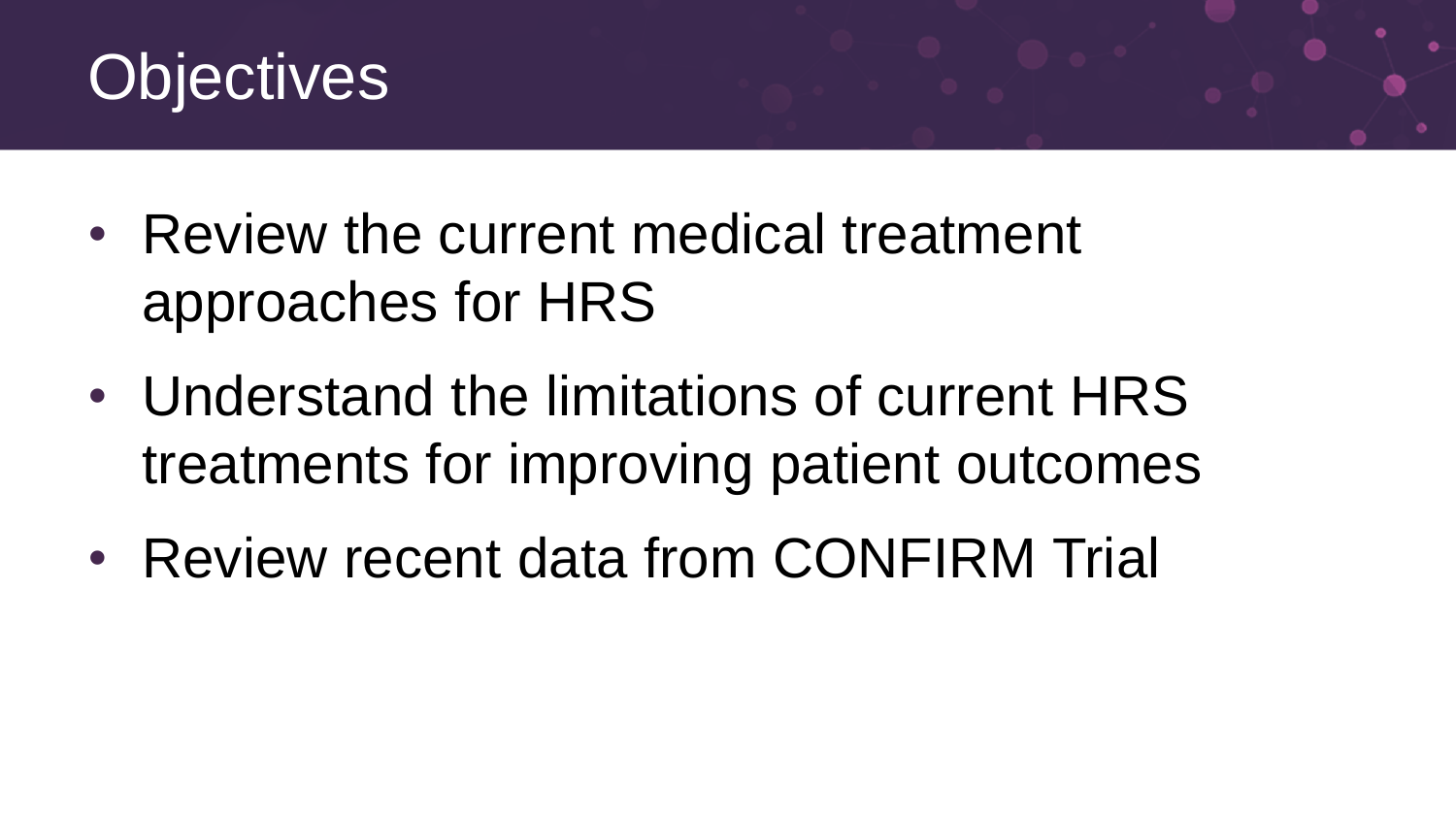# Objectives

- Review the current medical treatment approaches for HRS
- Understand the limitations of current HRS treatments for improving patient outcomes
- Review recent data from CONFIRM Trial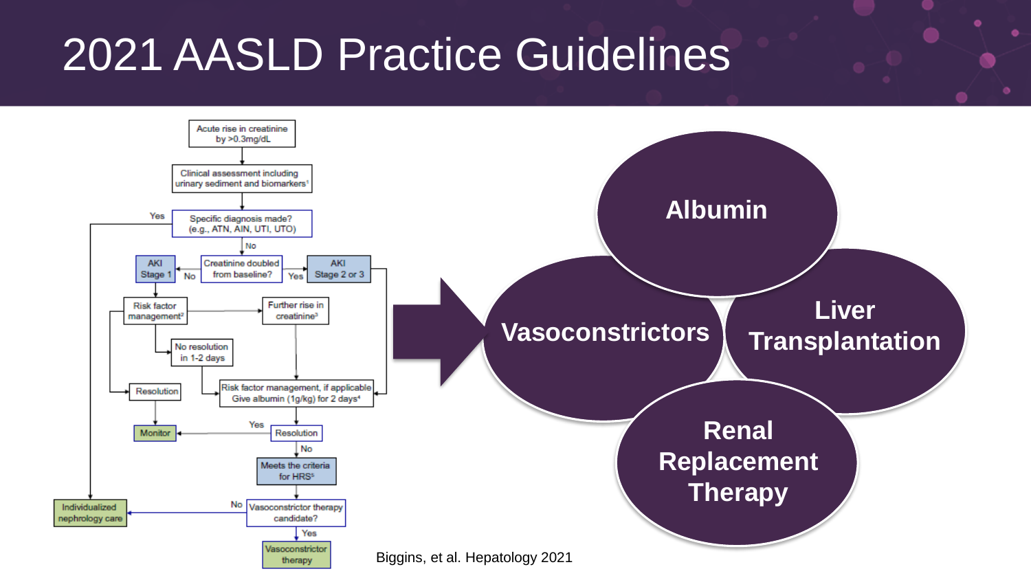# 2021 AASLD Practice Guidelines

Acute rise in creatinine by >0.3mg/dL

Clinical assessment including urinary sediment and biomarkers[1]

Specific diagnosis made? (e.g., ATN, AIN, UTI, UTO)

Yes → Individualized nephrology care

No → Creatinine doubled from baseline?

- No → AKI Stage 1 → Risk factor management[2]
  - Resolution → Monitor
  - Further rise in creatinine[3] → Risk factor management, if applicable; Give albumin (1g/kg) for 2 days[4]
  - No resolution in 1-2 days → Risk factor management, if applicable; Give albumin (1g/kg) for 2 days[4]
- Yes → AKI Stage 2 or 3 → Risk factor management, if applicable; Give albumin (1g/kg) for 2 days[4]

Resolution?

- Yes → Monitor
- No → Meets the criteria for HRS[5] → Vasoconstrictor therapy candidate?
  - No → Individualized nephrology care
  - Yes → Vasoconstrictor therapy

Biggins, et al. Hepatology 2021

- **Albumin**
- **Vasoconstrictors**
- **Liver Transplantation**
- **Renal Replacement Therapy**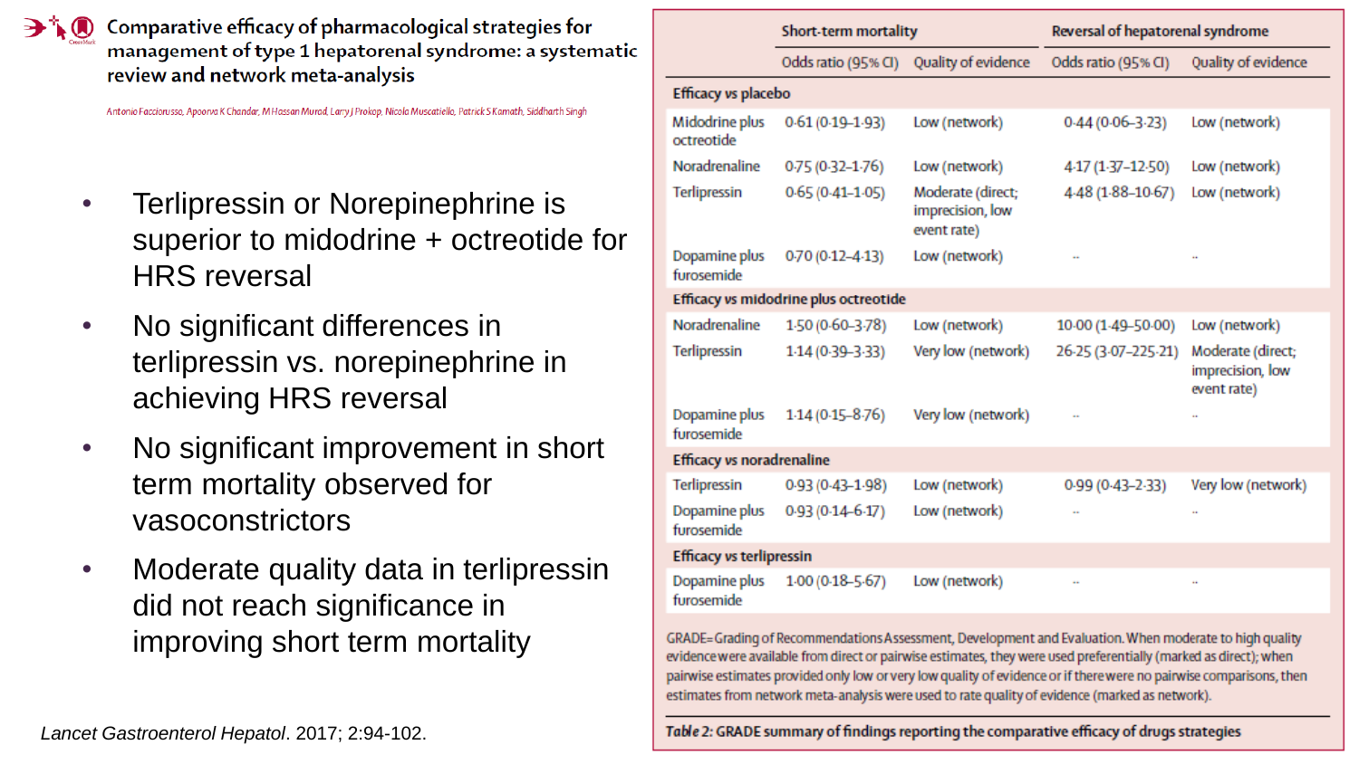## Comparative efficacy of pharmacological strategies for management of type 1 hepatorenal syndrome: a systematic review and network meta-analysis

Antonio Facciorusso, Apoorva K Chandar, M Hassan Murad, Larry J Prokop, Nicola Muscatiello, Patrick S Kamath, Siddharth Singh

- Terlipressin or Norepinephrine is superior to midodrine + octreotide for HRS reversal
- No significant differences in terlipressin vs. norepinephrine in achieving HRS reversal
- No significant improvement in short term mortality observed for vasoconstrictors
- Moderate quality data in terlipressin did not reach significance in improving short term mortality

*Lancet Gastroenterol Hepatol*. 2017; 2:94-102.

| | Short-term mortality | | Reversal of hepatorenal syndrome | |
|---|---|---|---|---|
| | Odds ratio (95% CI) | Quality of evidence | Odds ratio (95% CI) | Quality of evidence |
| **Efficacy vs placebo** | | | | |
| Midodrine plus octreotide | 0·61 (0·19–1·93) | Low (network) | 0·44 (0·06–3·23) | Low (network) |
| Noradrenaline | 0·75 (0·32–1·76) | Low (network) | 4·17 (1·37–12·50) | Low (network) |
| Terlipressin | 0·65 (0·41–1·05) | Moderate (direct; imprecision, low event rate) | 4·48 (1·88–10·67) | Low (network) |
| Dopamine plus furosemide | 0·70 (0·12–4·13) | Low (network) | .. | .. |
| **Efficacy vs midodrine plus octreotide** | | | | |
| Noradrenaline | 1·50 (0·60–3·78) | Low (network) | 10·00 (1·49–50·00) | Low (network) |
| Terlipressin | 1·14 (0·39–3·33) | Very low (network) | 26·25 (3·07–225·21) | Moderate (direct; imprecision, low event rate) |
| Dopamine plus furosemide | 1·14 (0·15–8·76) | Very low (network) | .. | .. |
| **Efficacy vs noradrenaline** | | | | |
| Terlipressin | 0·93 (0·43–1·98) | Low (network) | 0·99 (0·43–2·33) | Very low (network) |
| Dopamine plus furosemide | 0·93 (0·14–6·17) | Low (network) | .. | .. |
| **Efficacy vs terlipressin** | | | | |
| Dopamine plus furosemide | 1·00 (0·18–5·67) | Low (network) | .. | .. |

GRADE=Grading of Recommendations Assessment, Development and Evaluation. When moderate to high quality evidence were available from direct or pairwise estimates, they were used preferentially (marked as direct); when pairwise estimates provided only low or very low quality of evidence or if there were no pairwise comparisons, then estimates from network meta-analysis were used to rate quality of evidence (marked as network).

*Table 2:* **GRADE summary of findings reporting the comparative efficacy of drugs strategies**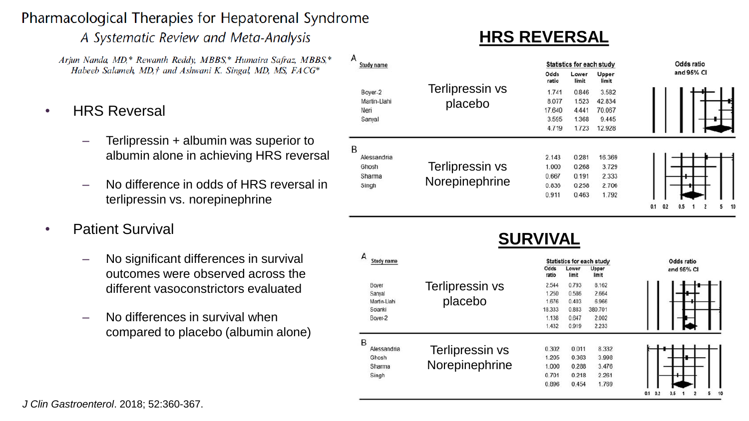# Pharmacological Therapies for Hepatorenal Syndrome

## *A Systematic Review and Meta-Analysis*

*Arjun Nanda, MD,* Rewanth Reddy, MBBS,* Humaira Safraz, MBBS,* Habeeb Salameh, MD,† and Ashwani K. Singal, MD, MS, FACG**

- HRS Reversal
  - Terlipressin + albumin was superior to albumin alone in achieving HRS reversal
  - No difference in odds of HRS reversal in terlipressin vs. norepinephrine
- Patient Survival
  - No significant differences in survival outcomes were observed across the different vasoconstrictors evaluated
  - No differences in survival when compared to placebo (albumin alone)

*J Clin Gastroenterol*. 2018; 52:360-367.

## HRS REVERSAL

**A — Terlipressin vs placebo**

| Study name | Odds ratio | Lower limit | Upper limit |
|---|---|---|---|
| Boyer-2 | 1.741 | 0.846 | 3.582 |
| Martin-Llahi | 8.077 | 1.523 | 42.834 |
| Neri | 17.640 | 4.441 | 70.067 |
| Sanyal | 3.595 | 1.368 | 9.445 |
| | 4.719 | 1.723 | 12.928 |

**B — Terlipressin vs Norepinephrine**

| Study name | Odds ratio | Lower limit | Upper limit |
|---|---|---|---|
| Alessandria | 2.143 | 0.281 | 16.369 |
| Ghosh | 1.000 | 0.268 | 3.729 |
| Sharma | 0.667 | 0.191 | 2.333 |
| Singh | 0.836 | 0.258 | 2.706 |
| | 0.911 | 0.463 | 1.792 |

## SURVIVAL

**A — Terlipressin vs placebo**

| Study name | Odds ratio | Lower limit | Upper limit |
|---|---|---|---|
| Boyer | 2.544 | 0.793 | 8.162 |
| Sanyal | 1.250 | 0.586 | 2.664 |
| Martin-Llahi | 1.676 | 0.403 | 6.966 |
| Soanki | 18.333 | 0.883 | 380.701 |
| Boyer-2 | 1.138 | 0.647 | 2.002 |
| | 1.432 | 0.919 | 2.233 |

**B — Terlipressin vs Norepinephrine**

| Study name | Odds ratio | Lower limit | Upper limit |
|---|---|---|---|
| Alessandria | 0.302 | 0.011 | 8.332 |
| Ghosh | 1.205 | 0.363 | 3.998 |
| Sharma | 1.000 | 0.288 | 3.476 |
| Singh | 0.701 | 0.218 | 2.261 |
| | 0.896 | 0.454 | 1.769 |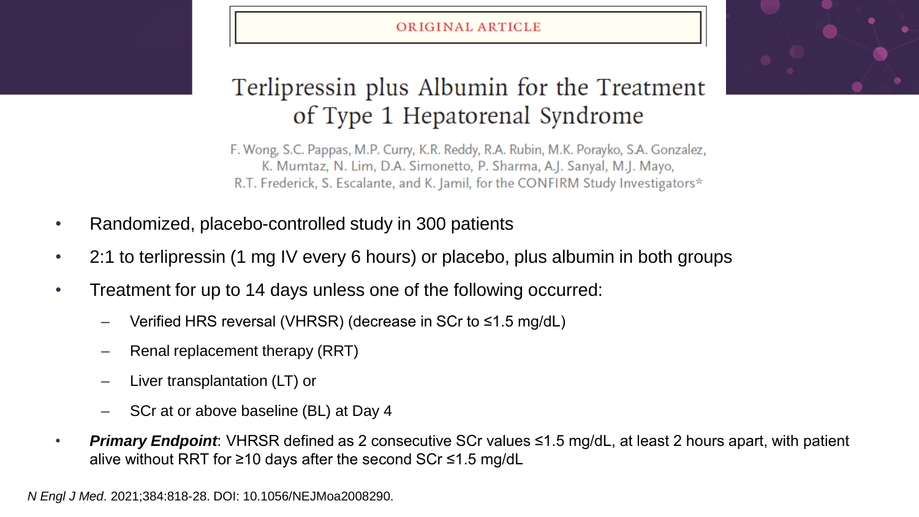ORIGINAL ARTICLE

# Terlipressin plus Albumin for the Treatment of Type 1 Hepatorenal Syndrome

F. Wong, S.C. Pappas, M.P. Curry, K.R. Reddy, R.A. Rubin, M.K. Porayko, S.A. Gonzalez, K. Mumtaz, N. Lim, D.A. Simonetto, P. Sharma, A.J. Sanyal, M.J. Mayo, R.T. Frederick, S. Escalante, and K. Jamil, for the CONFIRM Study Investigators*

- Randomized, placebo-controlled study in 300 patients
- 2:1 to terlipressin (1 mg IV every 6 hours) or placebo, plus albumin in both groups
- Treatment for up to 14 days unless one of the following occurred:
  - Verified HRS reversal (VHRSR) (decrease in SCr to ≤1.5 mg/dL)
  - Renal replacement therapy (RRT)
  - Liver transplantation (LT) or
  - SCr at or above baseline (BL) at Day 4
- ***Primary Endpoint***: VHRSR defined as 2 consecutive SCr values ≤1.5 mg/dL, at least 2 hours apart, with patient alive without RRT for ≥10 days after the second SCr ≤1.5 mg/dL

*N Engl J Med*. 2021;384:818-28. DOI: 10.1056/NEJMoa2008290.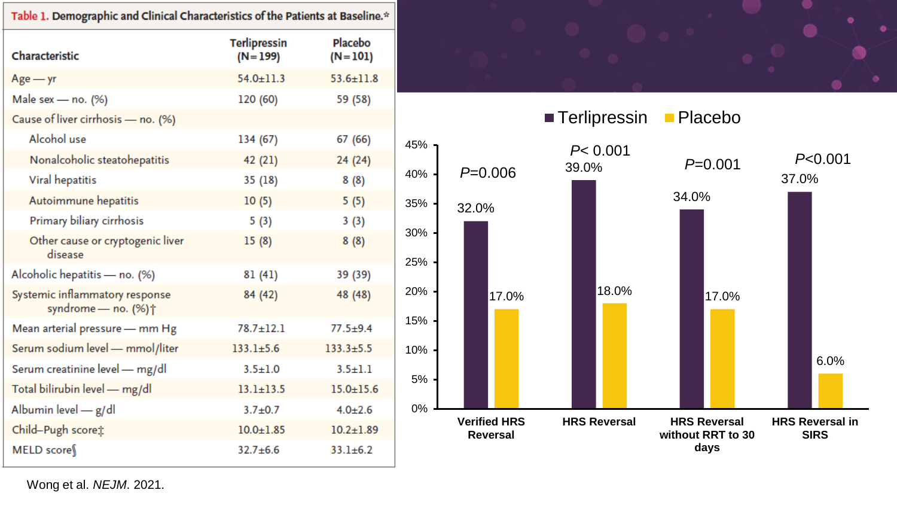**Table 1. Demographic and Clinical Characteristics of the Patients at Baseline.***

| Characteristic | Terlipressin (N=199) | Placebo (N=101) |
|---|---|---|
| Age — yr | 54.0±11.3 | 53.6±11.8 |
| Male sex — no. (%) | 120 (60) | 59 (58) |
| Cause of liver cirrhosis — no. (%) | | |
| Alcohol use | 134 (67) | 67 (66) |
| Nonalcoholic steatohepatitis | 42 (21) | 24 (24) |
| Viral hepatitis | 35 (18) | 8 (8) |
| Autoimmune hepatitis | 10 (5) | 5 (5) |
| Primary biliary cirrhosis | 5 (3) | 3 (3) |
| Other cause or cryptogenic liver disease | 15 (8) | 8 (8) |
| Alcoholic hepatitis — no. (%) | 81 (41) | 39 (39) |
| Systemic inflammatory response syndrome — no. (%)† | 84 (42) | 48 (48) |
| Mean arterial pressure — mm Hg | 78.7±12.1 | 77.5±9.4 |
| Serum sodium level — mmol/liter | 133.1±5.6 | 133.3±5.5 |
| Serum creatinine level — mg/dl | 3.5±1.0 | 3.5±1.1 |
| Total bilirubin level — mg/dl | 13.1±13.5 | 15.0±15.6 |
| Albumin level — g/dl | 3.7±0.7 | 4.0±2.6 |
| Child–Pugh score‡ | 10.0±1.85 | 10.2±1.89 |
| MELD score§ | 32.7±6.6 | 33.1±6.2 |

| Outcome | Terlipressin | Placebo | P value |
|---|---|---|---|
| Verified HRS Reversal | 32.0% | 17.0% | $P$=0.006 |
| HRS Reversal | 39.0% | 18.0% | $P$< 0.001 |
| HRS Reversal without RRT to 30 days | 34.0% | 17.0% | $P$=0.001 |
| HRS Reversal in SIRS | 37.0% | 6.0% | $P$<0.001 |

Wong et al. *NEJM*. 2021.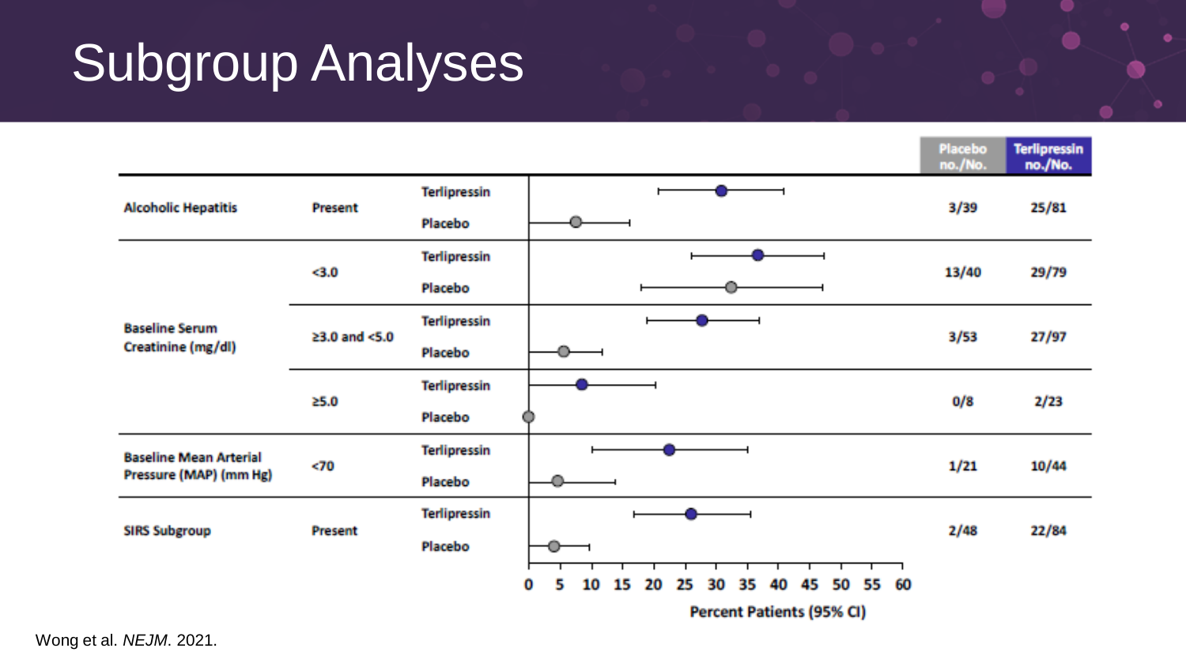# Subgroup Analyses

| Subgroup | Category | Arm | Placebo no./No. | Terlipressin no./No. |
|---|---|---|---|---|
| Alcoholic Hepatitis | Present | Terlipressin / Placebo | 3/39 | 25/81 |
| Baseline Serum Creatinine (mg/dl) | <3.0 | Terlipressin / Placebo | 13/40 | 29/79 |
| | ≥3.0 and <5.0 | Terlipressin / Placebo | 3/53 | 27/97 |
| | ≥5.0 | Terlipressin / Placebo | 0/8 | 2/23 |
| Baseline Mean Arterial Pressure (MAP) (mm Hg) | <70 | Terlipressin / Placebo | 1/21 | 10/44 |
| SIRS Subgroup | Present | Terlipressin / Placebo | 2/48 | 22/84 |

Percent Patients (95% CI)

Wong et al. *NEJM*. 2021.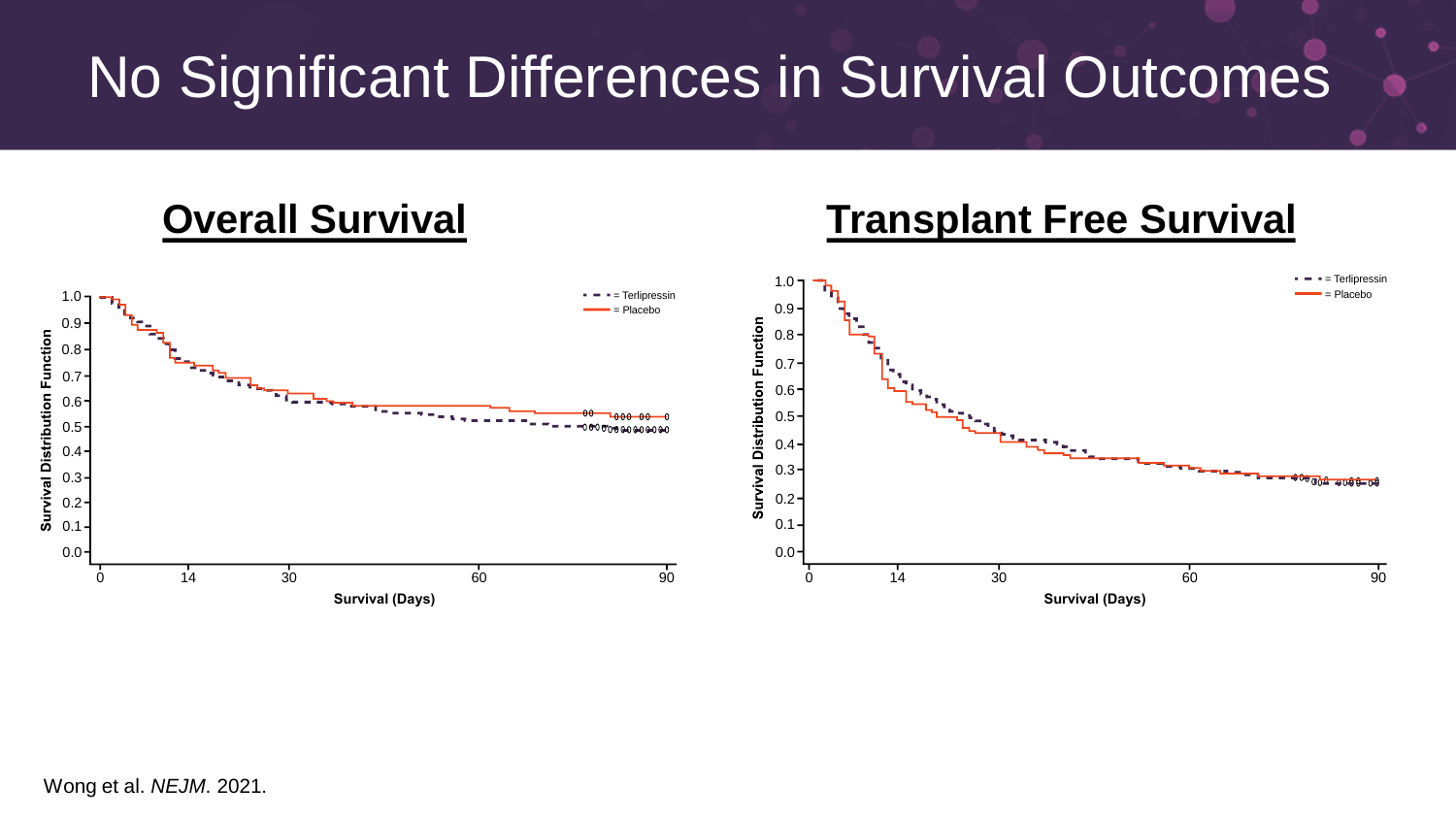# No Significant Differences in Survival Outcomes

## Overall Survival

- - - = Terlipressin
— = Placebo

Survival Distribution Function

1.0, 0.9, 0.8, 0.7, 0.6, 0.5, 0.4, 0.3, 0.2, 0.1, 0.0

0, 14, 30, 60, 90

Survival (Days)

## Transplant Free Survival

- - - = Terlipressin
— = Placebo

Survival Distribution Function

1.0, 0.9, 0.8, 0.7, 0.6, 0.5, 0.4, 0.3, 0.2, 0.1, 0.0

0, 14, 30, 60, 90

Survival (Days)

Wong et al. *NEJM*. 2021.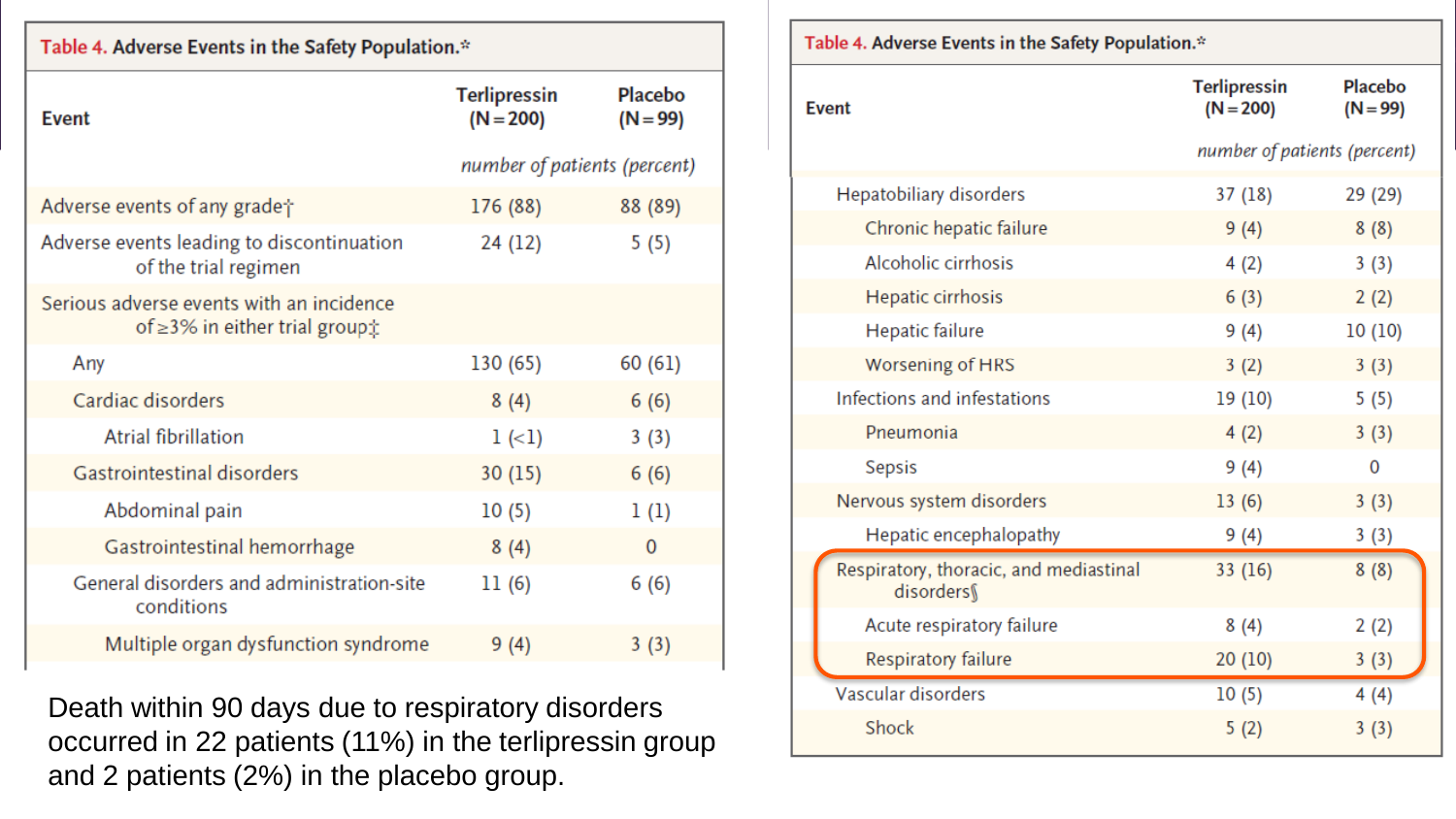**Table 4. Adverse Events in the Safety Population.***

| Event | Terlipressin (N=200) | Placebo (N=99) |
|---|---|---|
| | *number of patients (percent)* | |
| Adverse events of any grade† | 176 (88) | 88 (89) |
| Adverse events leading to discontinuation of the trial regimen | 24 (12) | 5 (5) |
| Serious adverse events with an incidence of ≥3% in either trial group‡ | | |
| Any | 130 (65) | 60 (61) |
| Cardiac disorders | 8 (4) | 6 (6) |
| Atrial fibrillation | 1 (<1) | 3 (3) |
| Gastrointestinal disorders | 30 (15) | 6 (6) |
| Abdominal pain | 10 (5) | 1 (1) |
| Gastrointestinal hemorrhage | 8 (4) | 0 |
| General disorders and administration-site conditions | 11 (6) | 6 (6) |
| Multiple organ dysfunction syndrome | 9 (4) | 3 (3) |

Death within 90 days due to respiratory disorders occurred in 22 patients (11%) in the terlipressin group and 2 patients (2%) in the placebo group.

**Table 4. Adverse Events in the Safety Population.***

| Event | Terlipressin (N=200) | Placebo (N=99) |
|---|---|---|
| | *number of patients (percent)* | |
| Hepatobiliary disorders | 37 (18) | 29 (29) |
| Chronic hepatic failure | 9 (4) | 8 (8) |
| Alcoholic cirrhosis | 4 (2) | 3 (3) |
| Hepatic cirrhosis | 6 (3) | 2 (2) |
| Hepatic failure | 9 (4) | 10 (10) |
| Worsening of HRS | 3 (2) | 3 (3) |
| Infections and infestations | 19 (10) | 5 (5) |
| Pneumonia | 4 (2) | 3 (3) |
| Sepsis | 9 (4) | 0 |
| Nervous system disorders | 13 (6) | 3 (3) |
| Hepatic encephalopathy | 9 (4) | 3 (3) |
| Respiratory, thoracic, and mediastinal disorders§ | 33 (16) | 8 (8) |
| Acute respiratory failure | 8 (4) | 2 (2) |
| Respiratory failure | 20 (10) | 3 (3) |
| Vascular disorders | 10 (5) | 4 (4) |
| Shock | 5 (2) | 3 (3) |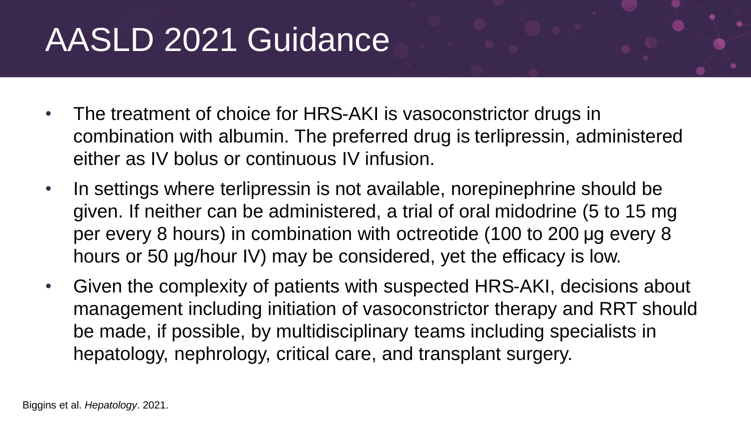# AASLD 2021 Guidance

- The treatment of choice for HRS-AKI is vasoconstrictor drugs in combination with albumin. The preferred drug is terlipressin, administered either as IV bolus or continuous IV infusion.
- In settings where terlipressin is not available, norepinephrine should be given. If neither can be administered, a trial of oral midodrine (5 to 15 mg per every 8 hours) in combination with octreotide (100 to 200 µg every 8 hours or 50 µg/hour IV) may be considered, yet the efficacy is low.
- Given the complexity of patients with suspected HRS-AKI, decisions about management including initiation of vasoconstrictor therapy and RRT should be made, if possible, by multidisciplinary teams including specialists in hepatology, nephrology, critical care, and transplant surgery.

Biggins et al. *Hepatology*. 2021.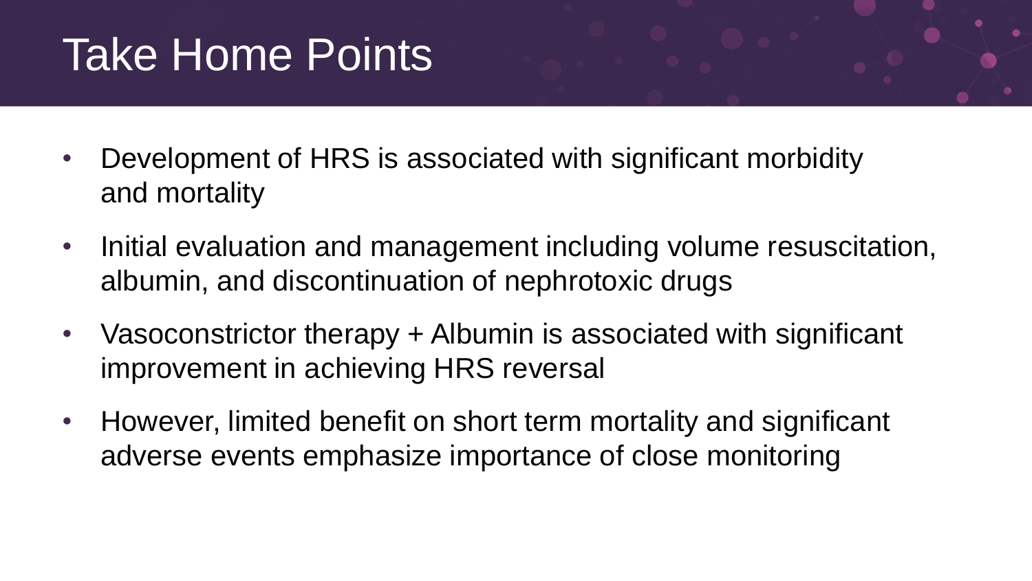# Take Home Points

- Development of HRS is associated with significant morbidity and mortality
- Initial evaluation and management including volume resuscitation, albumin, and discontinuation of nephrotoxic drugs
- Vasoconstrictor therapy + Albumin is associated with significant improvement in achieving HRS reversal
- However, limited benefit on short term mortality and significant adverse events emphasize importance of close monitoring